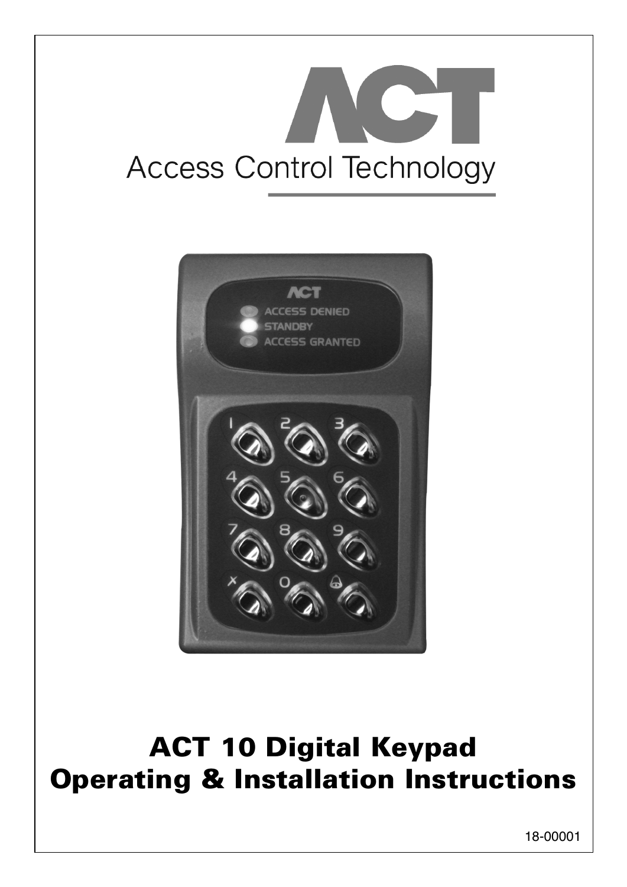ACT

Access Control Technology

# ACT 10 Digital Keypad Operating & Installation Instructions

18-00001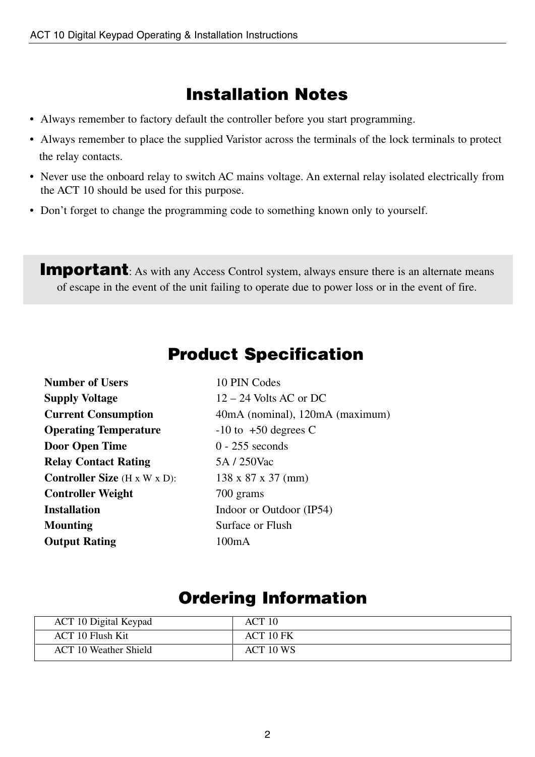## Installation Notes

- Always remember to factory default the controller before you start programming.
- Always remember to place the supplied Varistor across the terminals of the lock terminals to protect the relay contacts.
- Never use the onboard relay to switch AC mains voltage. An external relay isolated electrically from the ACT 10 should be used for this purpose.
- Don't forget to change the programming code to something known only to yourself.

**Important**: As with any Access Control system, always ensure there is an alternate means of escape in the event of the unit failing to operate due to power loss or in the event of fire.

## Product Specification

| | |
|---|---|
| **Number of Users** | 10 PIN Codes |
| **Supply Voltage** | 12 – 24 Volts AC or DC |
| **Current Consumption** | 40mA (nominal), 120mA (maximum) |
| **Operating Temperature** | -10 to +50 degrees C |
| **Door Open Time** | 0 - 255 seconds |
| **Relay Contact Rating** | 5A / 250Vac |
| **Controller Size** (H x W x D): | 138 x 87 x 37 (mm) |
| **Controller Weight** | 700 grams |
| **Installation** | Indoor or Outdoor (IP54) |
| **Mounting** | Surface or Flush |
| **Output Rating** | 100mA |

## Ordering Information

| | |
|---|---|
| ACT 10 Digital Keypad | ACT 10 |
| ACT 10 Flush Kit | ACT 10 FK |
| ACT 10 Weather Shield | ACT 10 WS |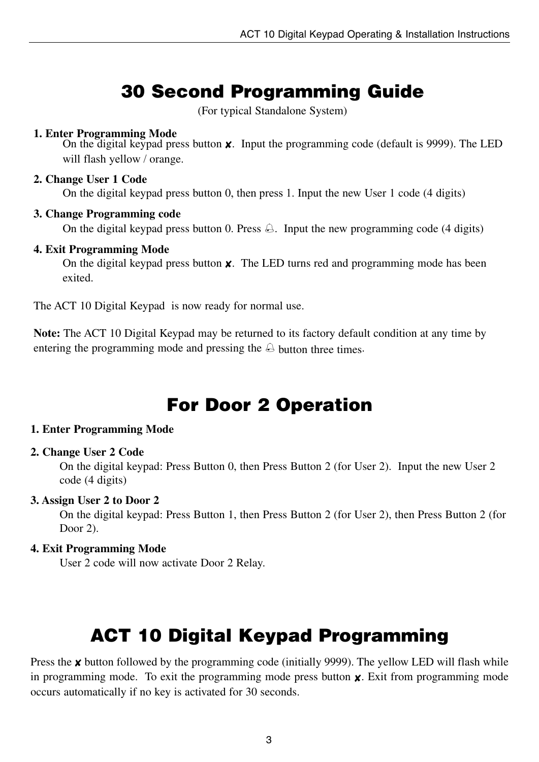# 30 Second Programming Guide

(For typical Standalone System)

**1. Enter Programming Mode**
On the digital keypad press button ✘. Input the programming code (default is 9999). The LED will flash yellow / orange.

**2. Change User 1 Code**
On the digital keypad press button 0, then press 1. Input the new User 1 code (4 digits)

**3. Change Programming code**
On the digital keypad press button 0. Press 🔔. Input the new programming code (4 digits)

**4. Exit Programming Mode**
On the digital keypad press button ✘. The LED turns red and programming mode has been exited.

The ACT 10 Digital Keypad is now ready for normal use.

**Note:** The ACT 10 Digital Keypad may be returned to its factory default condition at any time by entering the programming mode and pressing the 🔔 button three times.

# For Door 2 Operation

**1. Enter Programming Mode**

**2. Change User 2 Code**
On the digital keypad: Press Button 0, then Press Button 2 (for User 2). Input the new User 2 code (4 digits)

**3. Assign User 2 to Door 2**
On the digital keypad: Press Button 1, then Press Button 2 (for User 2), then Press Button 2 (for Door 2).

**4. Exit Programming Mode**
User 2 code will now activate Door 2 Relay.

# ACT 10 Digital Keypad Programming

Press the ✘ button followed by the programming code (initially 9999). The yellow LED will flash while in programming mode. To exit the programming mode press button ✘. Exit from programming mode occurs automatically if no key is activated for 30 seconds.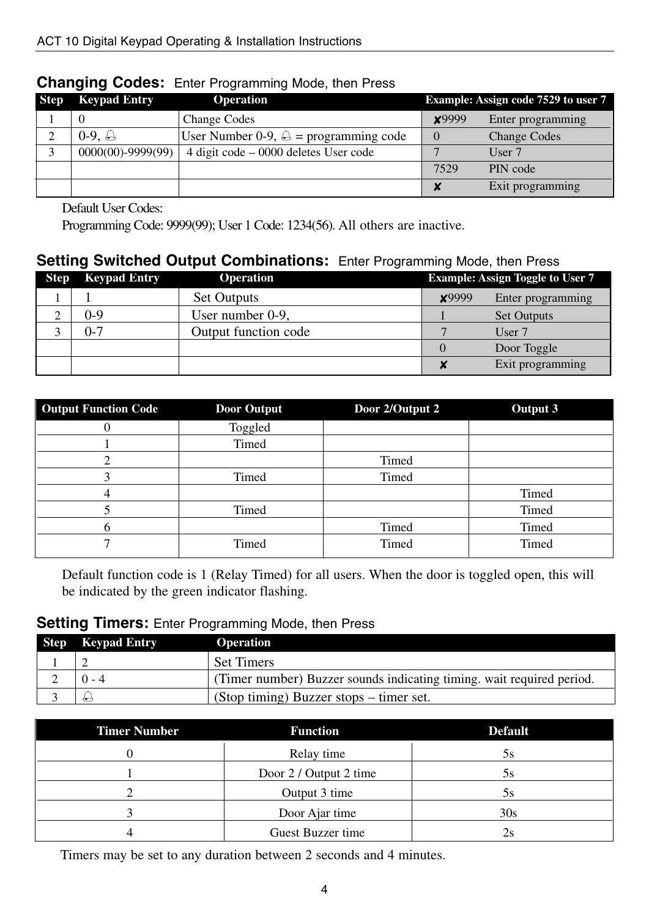## Changing Codes: Enter Programming Mode, then Press

| Step | Keypad Entry | Operation | Example: Assign code 7529 to user 7 | |
|---|---|---|---|---|
| 1 | 0 | Change Codes | ✘9999 | Enter programming |
| 2 | 0-9, 🔔 | User Number 0-9, 🔔 = programming code | 0 | Change Codes |
| 3 | 0000(00)-9999(99) | 4 digit code – 0000 deletes User code | 7 | User 7 |
| | | | 7529 | PIN code |
| | | | ✘ | Exit programming |

Default User Codes:
Programming Code: 9999(99); User 1 Code: 1234(56). All others are inactive.

## Setting Switched Output Combinations: Enter Programming Mode, then Press

| Step | Keypad Entry | Operation | Example: Assign Toggle to User 7 | |
|---|---|---|---|---|
| 1 | 1 | Set Outputs | ✘9999 | Enter programming |
| 2 | 0-9 | User number 0-9, | 1 | Set Outputs |
| 3 | 0-7 | Output function code | 7 | User 7 |
| | | | 0 | Door Toggle |
| | | | ✘ | Exit programming |

| Output Function Code | Door Output | Door 2/Output 2 | Output 3 |
|---|---|---|---|
| 0 | Toggled | | |
| 1 | Timed | | |
| 2 | | Timed | |
| 3 | Timed | Timed | |
| 4 | | | Timed |
| 5 | Timed | | Timed |
| 6 | | Timed | Timed |
| 7 | Timed | Timed | Timed |

Default function code is 1 (Relay Timed) for all users. When the door is toggled open, this will be indicated by the green indicator flashing.

## Setting Timers: Enter Programming Mode, then Press

| Step | Keypad Entry | Operation |
|---|---|---|
| 1 | 2 | Set Timers |
| 2 | 0 - 4 | (Timer number) Buzzer sounds indicating timing. wait required period. |
| 3 | 🔔 | (Stop timing) Buzzer stops – timer set. |

| Timer Number | Function | Default |
|---|---|---|
| 0 | Relay time | 5s |
| 1 | Door 2 / Output 2 time | 5s |
| 2 | Output 3 time | 5s |
| 3 | Door Ajar time | 30s |
| 4 | Guest Buzzer time | 2s |

Timers may be set to any duration between 2 seconds and 4 minutes.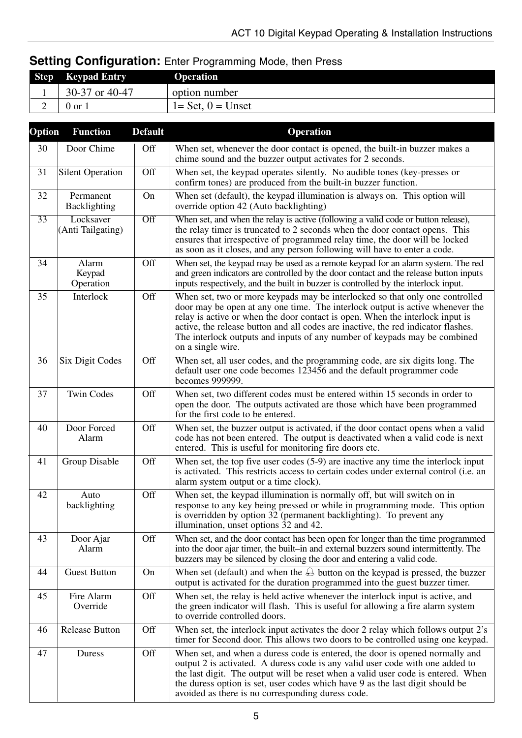## **Setting Configuration:** Enter Programming Mode, then Press

| Step | Keypad Entry | Operation |
|---|---|---|
| 1 | 30-37 or 40-47 | option number |
| 2 | 0 or 1 | 1= Set, 0 = Unset |

| Option | Function | Default | Operation |
|---|---|---|---|
| 30 | Door Chime | Off | When set, whenever the door contact is opened, the built-in buzzer makes a chime sound and the buzzer output activates for 2 seconds. |
| 31 | Silent Operation | Off | When set, the keypad operates silently. No audible tones (key-presses or confirm tones) are produced from the built-in buzzer function. |
| 32 | Permanent Backlighting | On | When set (default), the keypad illumination is always on. This option will override option 42 (Auto backlighting) |
| 33 | Locksaver (Anti Tailgating) | Off | When set, and when the relay is active (following a valid code or button release), the relay timer is truncated to 2 seconds when the door contact opens. This ensures that irrespective of programmed relay time, the door will be locked as soon as it closes, and any person following will have to enter a code. |
| 34 | Alarm Keypad Operation | Off | When set, the keypad may be used as a remote keypad for an alarm system. The red and green indicators are controlled by the door contact and the release button inputs inputs respectively, and the built in buzzer is controlled by the interlock input. |
| 35 | Interlock | Off | When set, two or more keypads may be interlocked so that only one controlled door may be open at any one time. The interlock output is active whenever the relay is active or when the door contact is open. When the interlock input is active, the release button and all codes are inactive, the red indicator flashes. The interlock outputs and inputs of any number of keypads may be combined on a single wire. |
| 36 | Six Digit Codes | Off | When set, all user codes, and the programming code, are six digits long. The default user one code becomes 123456 and the default programmer code becomes 999999. |
| 37 | Twin Codes | Off | When set, two different codes must be entered within 15 seconds in order to open the door. The outputs activated are those which have been programmed for the first code to be entered. |
| 40 | Door Forced Alarm | Off | When set, the buzzer output is activated, if the door contact opens when a valid code has not been entered. The output is deactivated when a valid code is next entered. This is useful for monitoring fire doors etc. |
| 41 | Group Disable | Off | When set, the top five user codes (5-9) are inactive any time the interlock input is activated. This restricts access to certain codes under external control (i.e. an alarm system output or a time clock). |
| 42 | Auto backlighting | Off | When set, the keypad illumination is normally off, but will switch on in response to any key being pressed or while in programming mode. This option is overridden by option 32 (permanent backlighting). To prevent any illumination, unset options 32 and 42. |
| 43 | Door Ajar Alarm | Off | When set, and the door contact has been open for longer than the time programmed into the door ajar timer, the built–in and external buzzers sound intermittently. The buzzers may be silenced by closing the door and entering a valid code. |
| 44 | Guest Button | On | When set (default) and when the 🔔 button on the keypad is pressed, the buzzer output is activated for the duration programmed into the guest buzzer timer. |
| 45 | Fire Alarm Override | Off | When set, the relay is held active whenever the interlock input is active, and the green indicator will flash. This is useful for allowing a fire alarm system to override controlled doors. |
| 46 | Release Button | Off | When set, the interlock input activates the door 2 relay which follows output 2's timer for Second door. This allows two doors to be controlled using one keypad. |
| 47 | Duress | Off | When set, and when a duress code is entered, the door is opened normally and output 2 is activated. A duress code is any valid user code with one added to the last digit. The output will be reset when a valid user code is entered. When the duress option is set, user codes which have 9 as the last digit should be avoided as there is no corresponding duress code. |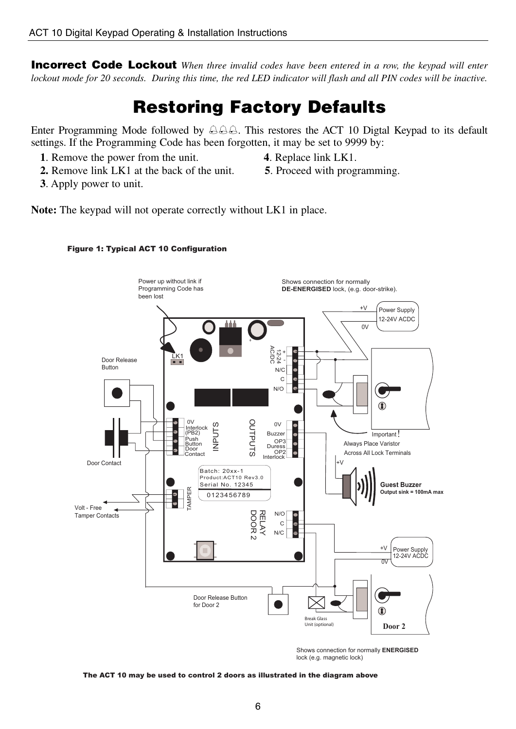**Incorrect Code Lockout** *When three invalid codes have been entered in a row, the keypad will enter lockout mode for 20 seconds. During this time, the red LED indicator will flash and all PIN codes will be inactive.*

# Restoring Factory Defaults

Enter Programming Mode followed by 🔔🔔🔔. This restores the ACT 10 Digtal Keypad to its default settings. If the Programming Code has been forgotten, it may be set to 9999 by:

**1**. Remove the power from the unit.

**2.** Remove link LK1 at the back of the unit.

**3**. Apply power to unit.

**4**. Replace link LK1.

**5**. Proceed with programming.

**Note:** The keypad will not operate correctly without LK1 in place.

**Figure 1: Typical ACT 10 Configuration**

Power up without link if Programming Code has been lost

Shows connection for normally **DE-ENERGISED** lock, (e.g. door-strike).

Door Release Button

Door Contact

Volt - Free Tamper Contacts

Important! Always Place Varistor Across All Lock Terminals

**Guest Buzzer**
**Output sink = 100mA max**

Power Supply 12-24V ACDC

Door Release Button for Door 2

Break Glass Unit (optional)

Door 2

Shows connection for normally **ENERGISED** lock (e.g. magnetic lock)

**The ACT 10 may be used to control 2 doors as illustrated in the diagram above**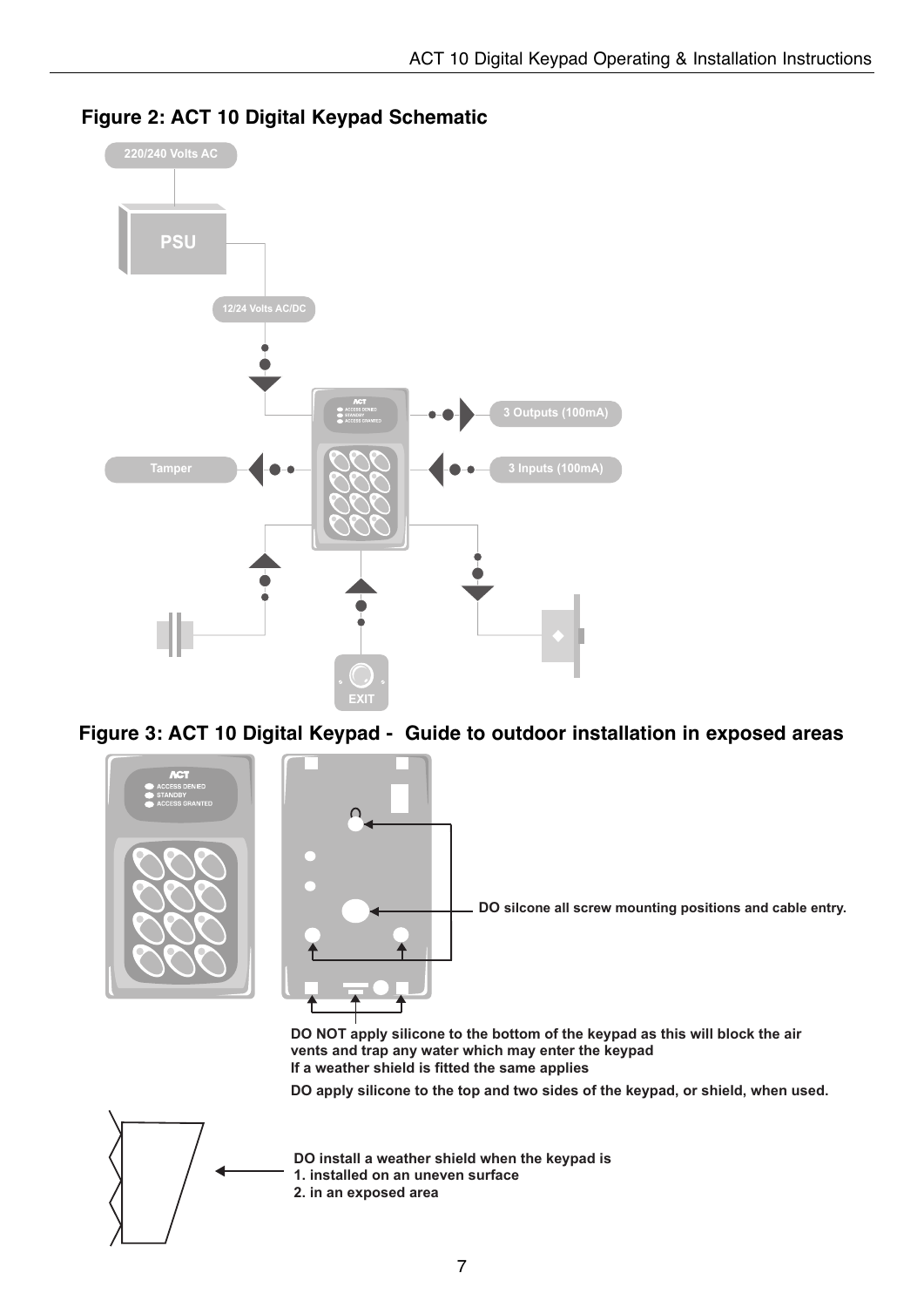## Figure 2: ACT 10 Digital Keypad Schematic

220/240 Volts AC

PSU

12/24 Volts AC/DC

3 Outputs (100mA)

Tamper

3 Inputs (100mA)

EXIT

## Figure 3: ACT 10 Digital Keypad - Guide to outdoor installation in exposed areas

**DO silcone all screw mounting positions and cable entry.**

**DO NOT apply silicone to the bottom of the keypad as this will block the air vents and trap any water which may enter the keypad**
**If a weather shield is fitted the same applies**

**DO apply silicone to the top and two sides of the keypad, or shield, when used.**

**DO install a weather shield when the keypad is**
**1. installed on an uneven surface**
**2. in an exposed area**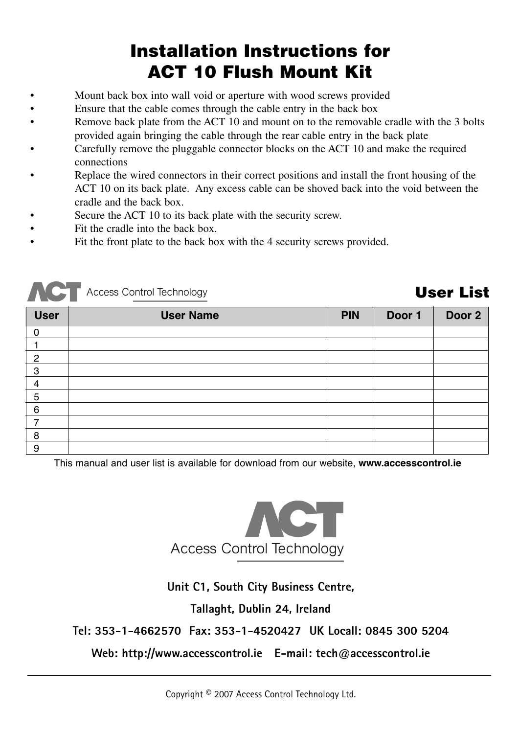# Installation Instructions for ACT 10 Flush Mount Kit

- Mount back box into wall void or aperture with wood screws provided
- Ensure that the cable comes through the cable entry in the back box
- Remove back plate from the ACT 10 and mount on to the removable cradle with the 3 bolts provided again bringing the cable through the rear cable entry in the back plate
- Carefully remove the pluggable connector blocks on the ACT 10 and make the required connections
- Replace the wired connectors in their correct positions and install the front housing of the ACT 10 on its back plate. Any excess cable can be shoved back into the void between the cradle and the back box.
- Secure the ACT 10 to its back plate with the security screw.
- Fit the cradle into the back box.
- Fit the front plate to the back box with the 4 security screws provided.

ACT Access Control Technology

## User List

| User | User Name | PIN | Door 1 | Door 2 |
|---|---|---|---|---|
| 0 | | | | |
| 1 | | | | |
| 2 | | | | |
| 3 | | | | |
| 4 | | | | |
| 5 | | | | |
| 6 | | | | |
| 7 | | | | |
| 8 | | | | |
| 9 | | | | |

This manual and user list is available for download from our website, **www.accesscontrol.ie**

ACT Access Control Technology

**Unit C1, South City Business Centre,**

**Tallaght, Dublin 24, Ireland**

**Tel: 353-1-4662570 Fax: 353-1-4520427 UK Locall: 0845 300 5204**

**Web: http://www.accesscontrol.ie E-mail: tech@accesscontrol.ie**

Copyright © 2007 Access Control Technology Ltd.